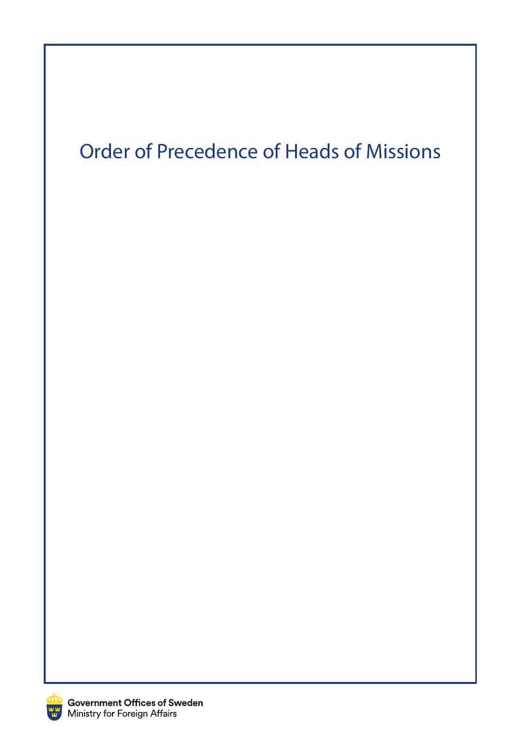# Order of Precedence of Heads of Missions

**Government Offices of Sweden**
Ministry for Foreign Affairs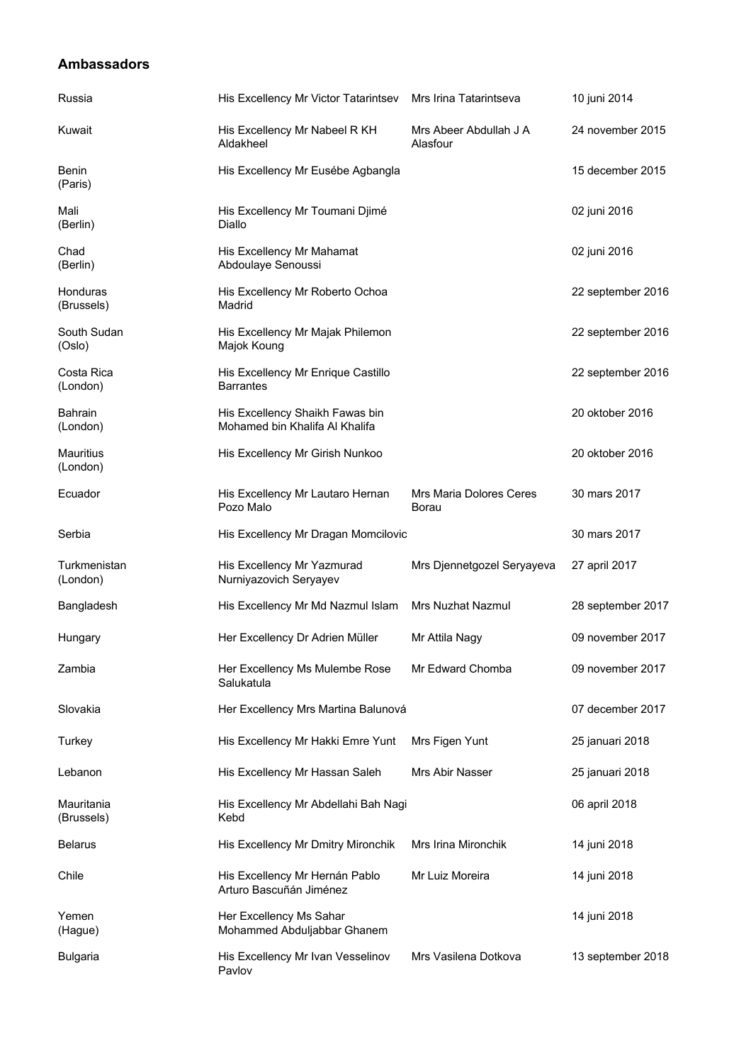## Ambassadors

| | | | |
|---|---|---|---|
| Russia | His Excellency Mr Victor Tatarintsev | Mrs Irina Tatarintseva | 10 juni 2014 |
| Kuwait | His Excellency Mr Nabeel R KH Aldakheel | Mrs Abeer Abdullah J A Alasfour | 24 november 2015 |
| Benin (Paris) | His Excellency Mr Eusébe Agbangla | | 15 december 2015 |
| Mali (Berlin) | His Excellency Mr Toumani Djimé Diallo | | 02 juni 2016 |
| Chad (Berlin) | His Excellency Mr Mahamat Abdoulaye Senoussi | | 02 juni 2016 |
| Honduras (Brussels) | His Excellency Mr Roberto Ochoa Madrid | | 22 september 2016 |
| South Sudan (Oslo) | His Excellency Mr Majak Philemon Majok Koung | | 22 september 2016 |
| Costa Rica (London) | His Excellency Mr Enrique Castillo Barrantes | | 22 september 2016 |
| Bahrain (London) | His Excellency Shaikh Fawas bin Mohamed bin Khalifa Al Khalifa | | 20 oktober 2016 |
| Mauritius (London) | His Excellency Mr Girish Nunkoo | | 20 oktober 2016 |
| Ecuador | His Excellency Mr Lautaro Hernan Pozo Malo | Mrs Maria Dolores Ceres Borau | 30 mars 2017 |
| Serbia | His Excellency Mr Dragan Momcilovic | | 30 mars 2017 |
| Turkmenistan (London) | His Excellency Mr Yazmurad Nurniyazovich Seryayev | Mrs Djennetgozel Seryayeva | 27 april 2017 |
| Bangladesh | His Excellency Mr Md Nazmul Islam | Mrs Nuzhat Nazmul | 28 september 2017 |
| Hungary | Her Excellency Dr Adrien Müller | Mr Attila Nagy | 09 november 2017 |
| Zambia | Her Excellency Ms Mulembe Rose Salukatula | Mr Edward Chomba | 09 november 2017 |
| Slovakia | Her Excellency Mrs Martina Balunová | | 07 december 2017 |
| Turkey | His Excellency Mr Hakki Emre Yunt | Mrs Figen Yunt | 25 januari 2018 |
| Lebanon | His Excellency Mr Hassan Saleh | Mrs Abir Nasser | 25 januari 2018 |
| Mauritania (Brussels) | His Excellency Mr Abdellahi Bah Nagi Kebd | | 06 april 2018 |
| Belarus | His Excellency Mr Dmitry Mironchik | Mrs Irina Mironchik | 14 juni 2018 |
| Chile | His Excellency Mr Hernán Pablo Arturo Bascuñán Jiménez | Mr Luiz Moreira | 14 juni 2018 |
| Yemen (Hague) | Her Excellency Ms Sahar Mohammed Abduljabbar Ghanem | | 14 juni 2018 |
| Bulgaria | His Excellency Mr Ivan Vesselinov Pavlov | Mrs Vasilena Dotkova | 13 september 2018 |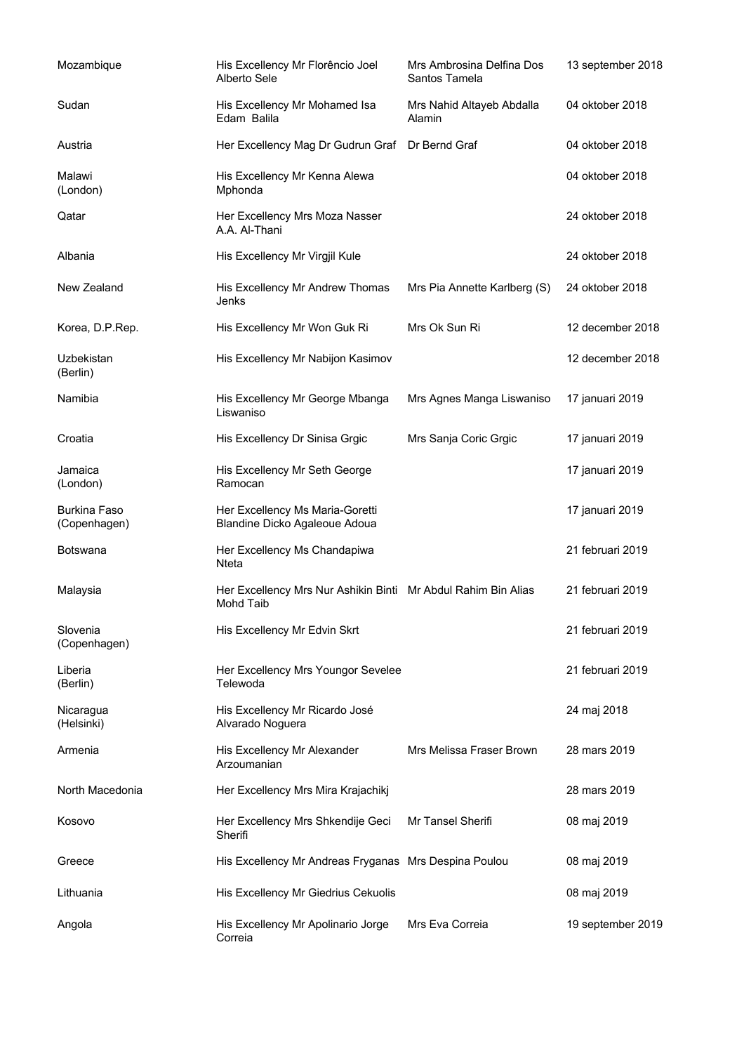| | | | |
|---|---|---|---|
| Mozambique | His Excellency Mr Florêncio Joel Alberto Sele | Mrs Ambrosina Delfina Dos Santos Tamela | 13 september 2018 |
| Sudan | His Excellency Mr Mohamed Isa Edam Balila | Mrs Nahid Altayeb Abdalla Alamin | 04 oktober 2018 |
| Austria | Her Excellency Mag Dr Gudrun Graf | Dr Bernd Graf | 04 oktober 2018 |
| Malawi (London) | His Excellency Mr Kenna Alewa Mphonda | | 04 oktober 2018 |
| Qatar | Her Excellency Mrs Moza Nasser A.A. Al-Thani | | 24 oktober 2018 |
| Albania | His Excellency Mr Virgjil Kule | | 24 oktober 2018 |
| New Zealand | His Excellency Mr Andrew Thomas Jenks | Mrs Pia Annette Karlberg (S) | 24 oktober 2018 |
| Korea, D.P.Rep. | His Excellency Mr Won Guk Ri | Mrs Ok Sun Ri | 12 december 2018 |
| Uzbekistan (Berlin) | His Excellency Mr Nabijon Kasimov | | 12 december 2018 |
| Namibia | His Excellency Mr George Mbanga Liswaniso | Mrs Agnes Manga Liswaniso | 17 januari 2019 |
| Croatia | His Excellency Dr Sinisa Grgic | Mrs Sanja Coric Grgic | 17 januari 2019 |
| Jamaica (London) | His Excellency Mr Seth George Ramocan | | 17 januari 2019 |
| Burkina Faso (Copenhagen) | Her Excellency Ms Maria-Goretti Blandine Dicko Agaleoue Adoua | | 17 januari 2019 |
| Botswana | Her Excellency Ms Chandapiwa Nteta | | 21 februari 2019 |
| Malaysia | Her Excellency Mrs Nur Ashikin Binti Mohd Taib | Mr Abdul Rahim Bin Alias | 21 februari 2019 |
| Slovenia (Copenhagen) | His Excellency Mr Edvin Skrt | | 21 februari 2019 |
| Liberia (Berlin) | Her Excellency Mrs Youngor Sevelee Telewoda | | 21 februari 2019 |
| Nicaragua (Helsinki) | His Excellency Mr Ricardo José Alvarado Noguera | | 24 maj 2018 |
| Armenia | His Excellency Mr Alexander Arzoumanian | Mrs Melissa Fraser Brown | 28 mars 2019 |
| North Macedonia | Her Excellency Mrs Mira Krajachikj | | 28 mars 2019 |
| Kosovo | Her Excellency Mrs Shkendije Geci Sherifi | Mr Tansel Sherifi | 08 maj 2019 |
| Greece | His Excellency Mr Andreas Fryganas | Mrs Despina Poulou | 08 maj 2019 |
| Lithuania | His Excellency Mr Giedrius Cekuolis | | 08 maj 2019 |
| Angola | His Excellency Mr Apolinario Jorge Correia | Mrs Eva Correia | 19 september 2019 |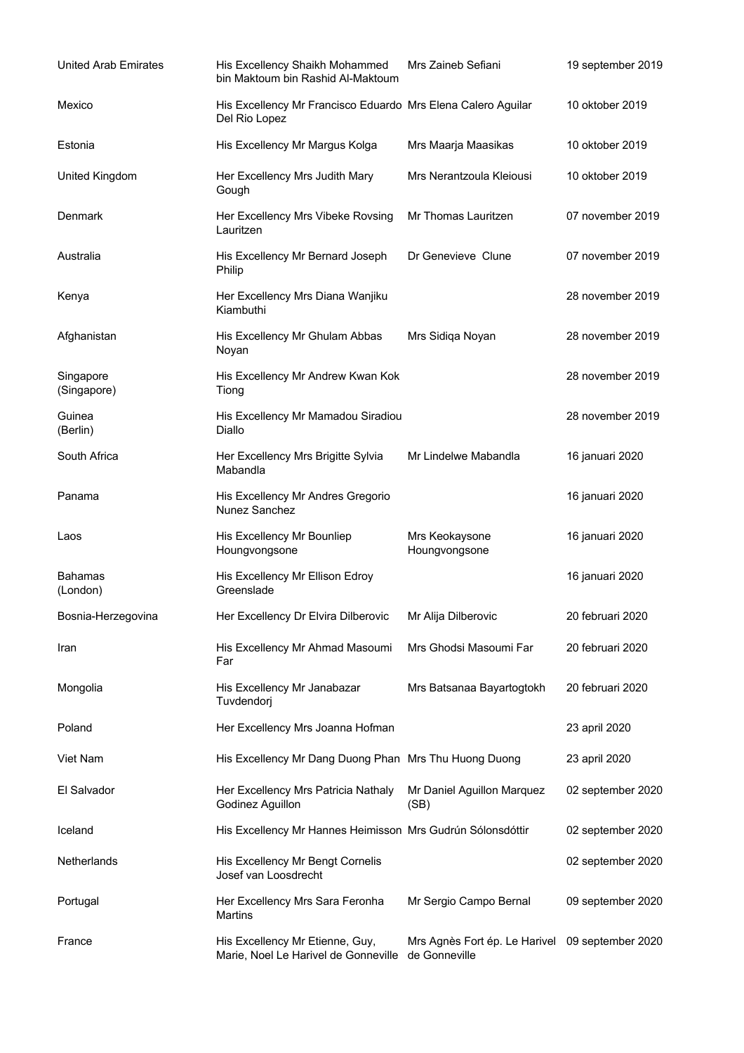| | | | |
|---|---|---|---|
| United Arab Emirates | His Excellency Shaikh Mohammed bin Maktoum bin Rashid Al-Maktoum | Mrs Zaineb Sefiani | 19 september 2019 |
| Mexico | His Excellency Mr Francisco Eduardo Del Rio Lopez | Mrs Elena Calero Aguilar | 10 oktober 2019 |
| Estonia | His Excellency Mr Margus Kolga | Mrs Maarja Maasikas | 10 oktober 2019 |
| United Kingdom | Her Excellency Mrs Judith Mary Gough | Mrs Nerantzoula Kleiousi | 10 oktober 2019 |
| Denmark | Her Excellency Mrs Vibeke Rovsing Lauritzen | Mr Thomas Lauritzen | 07 november 2019 |
| Australia | His Excellency Mr Bernard Joseph Philip | Dr Genevieve Clune | 07 november 2019 |
| Kenya | Her Excellency Mrs Diana Wanjiku Kiambuthi | | 28 november 2019 |
| Afghanistan | His Excellency Mr Ghulam Abbas Noyan | Mrs Sidiqa Noyan | 28 november 2019 |
| Singapore (Singapore) | His Excellency Mr Andrew Kwan Kok Tiong | | 28 november 2019 |
| Guinea (Berlin) | His Excellency Mr Mamadou Siradiou Diallo | | 28 november 2019 |
| South Africa | Her Excellency Mrs Brigitte Sylvia Mabandla | Mr Lindelwe Mabandla | 16 januari 2020 |
| Panama | His Excellency Mr Andres Gregorio Nunez Sanchez | | 16 januari 2020 |
| Laos | His Excellency Mr Bounliep Houngvongsone | Mrs Keokaysone Houngvongsone | 16 januari 2020 |
| Bahamas (London) | His Excellency Mr Ellison Edroy Greenslade | | 16 januari 2020 |
| Bosnia-Herzegovina | Her Excellency Dr Elvira Dilberovic | Mr Alija Dilberovic | 20 februari 2020 |
| Iran | His Excellency Mr Ahmad Masoumi Far | Mrs Ghodsi Masoumi Far | 20 februari 2020 |
| Mongolia | His Excellency Mr Janabazar Tuvdendorj | Mrs Batsanaa Bayartogtokh | 20 februari 2020 |
| Poland | Her Excellency Mrs Joanna Hofman | | 23 april 2020 |
| Viet Nam | His Excellency Mr Dang Duong Phan | Mrs Thu Huong Duong | 23 april 2020 |
| El Salvador | Her Excellency Mrs Patricia Nathaly Godinez Aguillon | Mr Daniel Aguillon Marquez (SB) | 02 september 2020 |
| Iceland | His Excellency Mr Hannes Heimisson | Mrs Gudrún Sólonsdóttir | 02 september 2020 |
| Netherlands | His Excellency Mr Bengt Cornelis Josef van Loosdrecht | | 02 september 2020 |
| Portugal | Her Excellency Mrs Sara Feronha Martins | Mr Sergio Campo Bernal | 09 september 2020 |
| France | His Excellency Mr Etienne, Guy, Marie, Noel Le Harivel de Gonneville | Mrs Agnès Fort ép. Le Harivel de Gonneville | 09 september 2020 |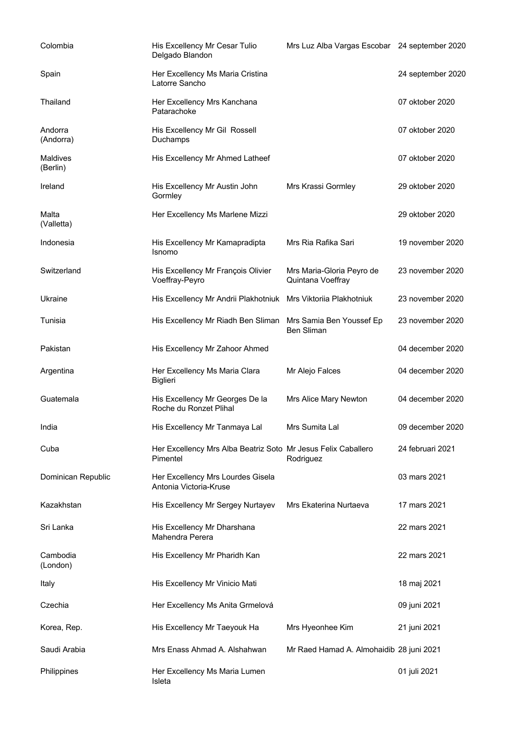| | | | |
|---|---|---|---|
| Colombia | His Excellency Mr Cesar Tulio Delgado Blandon | Mrs Luz Alba Vargas Escobar | 24 september 2020 |
| Spain | Her Excellency Ms Maria Cristina Latorre Sancho | | 24 september 2020 |
| Thailand | Her Excellency Mrs Kanchana Patarachoke | | 07 oktober 2020 |
| Andorra (Andorra) | His Excellency Mr Gil Rossell Duchamps | | 07 oktober 2020 |
| Maldives (Berlin) | His Excellency Mr Ahmed Latheef | | 07 oktober 2020 |
| Ireland | His Excellency Mr Austin John Gormley | Mrs Krassi Gormley | 29 oktober 2020 |
| Malta (Valletta) | Her Excellency Ms Marlene Mizzi | | 29 oktober 2020 |
| Indonesia | His Excellency Mr Kamapradipta Isnomo | Mrs Ria Rafika Sari | 19 november 2020 |
| Switzerland | His Excellency Mr François Olivier Voeffray-Peyro | Mrs Maria-Gloria Peyro de Quintana Voeffray | 23 november 2020 |
| Ukraine | His Excellency Mr Andrii Plakhotniuk | Mrs Viktoriia Plakhotniuk | 23 november 2020 |
| Tunisia | His Excellency Mr Riadh Ben Sliman | Mrs Samia Ben Youssef Ep Ben Sliman | 23 november 2020 |
| Pakistan | His Excellency Mr Zahoor Ahmed | | 04 december 2020 |
| Argentina | Her Excellency Ms Maria Clara Biglieri | Mr Alejo Falces | 04 december 2020 |
| Guatemala | His Excellency Mr Georges De la Roche du Ronzet Plihal | Mrs Alice Mary Newton | 04 december 2020 |
| India | His Excellency Mr Tanmaya Lal | Mrs Sumita Lal | 09 december 2020 |
| Cuba | Her Excellency Mrs Alba Beatriz Soto Pimentel | Mr Jesus Felix Caballero Rodriguez | 24 februari 2021 |
| Dominican Republic | Her Excellency Mrs Lourdes Gisela Antonia Victoria-Kruse | | 03 mars 2021 |
| Kazakhstan | His Excellency Mr Sergey Nurtayev | Mrs Ekaterina Nurtaeva | 17 mars 2021 |
| Sri Lanka | His Excellency Mr Dharshana Mahendra Perera | | 22 mars 2021 |
| Cambodia (London) | His Excellency Mr Pharidh Kan | | 22 mars 2021 |
| Italy | His Excellency Mr Vinicio Mati | | 18 maj 2021 |
| Czechia | Her Excellency Ms Anita Grmelová | | 09 juni 2021 |
| Korea, Rep. | His Excellency Mr Taeyouk Ha | Mrs Hyeonhee Kim | 21 juni 2021 |
| Saudi Arabia | Mrs Enass Ahmad A. Alshahwan | Mr Raed Hamad A. Almohaidib | 28 juni 2021 |
| Philippines | Her Excellency Ms Maria Lumen Isleta | | 01 juli 2021 |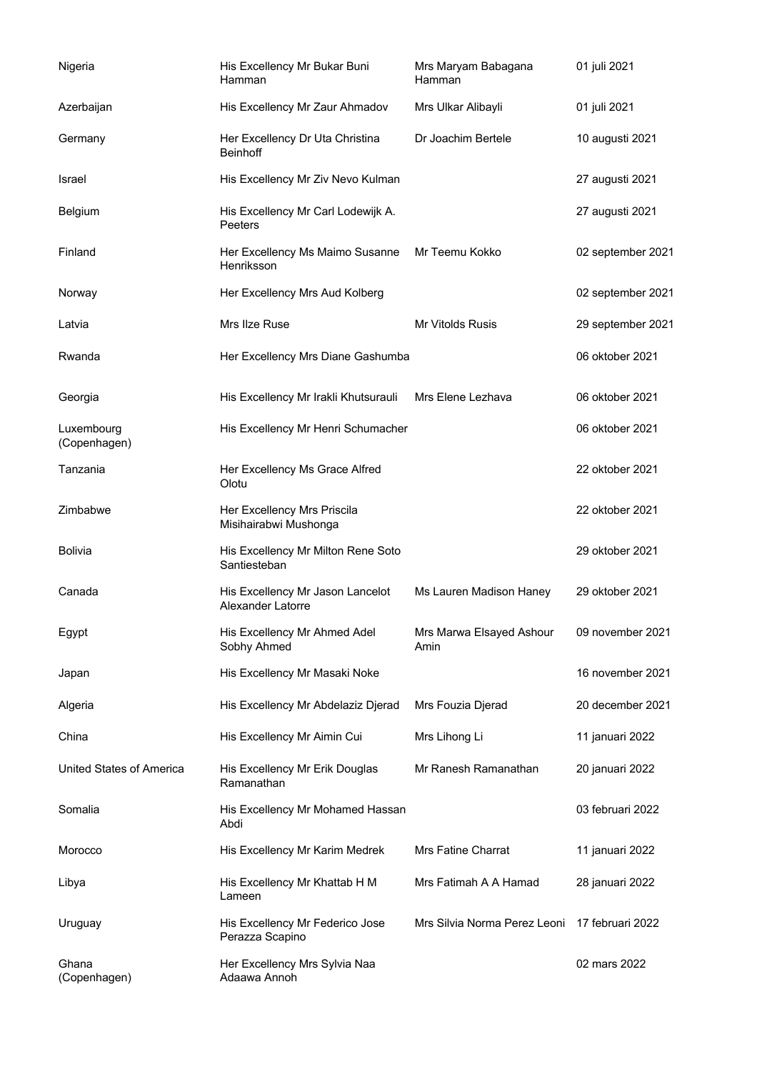| | | | |
|---|---|---|---|
| Nigeria | His Excellency Mr Bukar Buni Hamman | Mrs Maryam Babagana Hamman | 01 juli 2021 |
| Azerbaijan | His Excellency Mr Zaur Ahmadov | Mrs Ulkar Alibayli | 01 juli 2021 |
| Germany | Her Excellency Dr Uta Christina Beinhoff | Dr Joachim Bertele | 10 augusti 2021 |
| Israel | His Excellency Mr Ziv Nevo Kulman | | 27 augusti 2021 |
| Belgium | His Excellency Mr Carl Lodewijk A. Peeters | | 27 augusti 2021 |
| Finland | Her Excellency Ms Maimo Susanne Henriksson | Mr Teemu Kokko | 02 september 2021 |
| Norway | Her Excellency Mrs Aud Kolberg | | 02 september 2021 |
| Latvia | Mrs Ilze Ruse | Mr Vitolds Rusis | 29 september 2021 |
| Rwanda | Her Excellency Mrs Diane Gashumba | | 06 oktober 2021 |
| Georgia | His Excellency Mr Irakli Khutsurauli | Mrs Elene Lezhava | 06 oktober 2021 |
| Luxembourg (Copenhagen) | His Excellency Mr Henri Schumacher | | 06 oktober 2021 |
| Tanzania | Her Excellency Ms Grace Alfred Olotu | | 22 oktober 2021 |
| Zimbabwe | Her Excellency Mrs Priscila Misihairabwi Mushonga | | 22 oktober 2021 |
| Bolivia | His Excellency Mr Milton Rene Soto Santiesteban | | 29 oktober 2021 |
| Canada | His Excellency Mr Jason Lancelot Alexander Latorre | Ms Lauren Madison Haney | 29 oktober 2021 |
| Egypt | His Excellency Mr Ahmed Adel Sobhy Ahmed | Mrs Marwa Elsayed Ashour Amin | 09 november 2021 |
| Japan | His Excellency Mr Masaki Noke | | 16 november 2021 |
| Algeria | His Excellency Mr Abdelaziz Djerad | Mrs Fouzia Djerad | 20 december 2021 |
| China | His Excellency Mr Aimin Cui | Mrs Lihong Li | 11 januari 2022 |
| United States of America | His Excellency Mr Erik Douglas Ramanathan | Mr Ranesh Ramanathan | 20 januari 2022 |
| Somalia | His Excellency Mr Mohamed Hassan Abdi | | 03 februari 2022 |
| Morocco | His Excellency Mr Karim Medrek | Mrs Fatine Charrat | 11 januari 2022 |
| Libya | His Excellency Mr Khattab H M Lameen | Mrs Fatimah A A Hamad | 28 januari 2022 |
| Uruguay | His Excellency Mr Federico Jose Perazza Scapino | Mrs Silvia Norma Perez Leoni | 17 februari 2022 |
| Ghana (Copenhagen) | Her Excellency Mrs Sylvia Naa Adaawa Annoh | | 02 mars 2022 |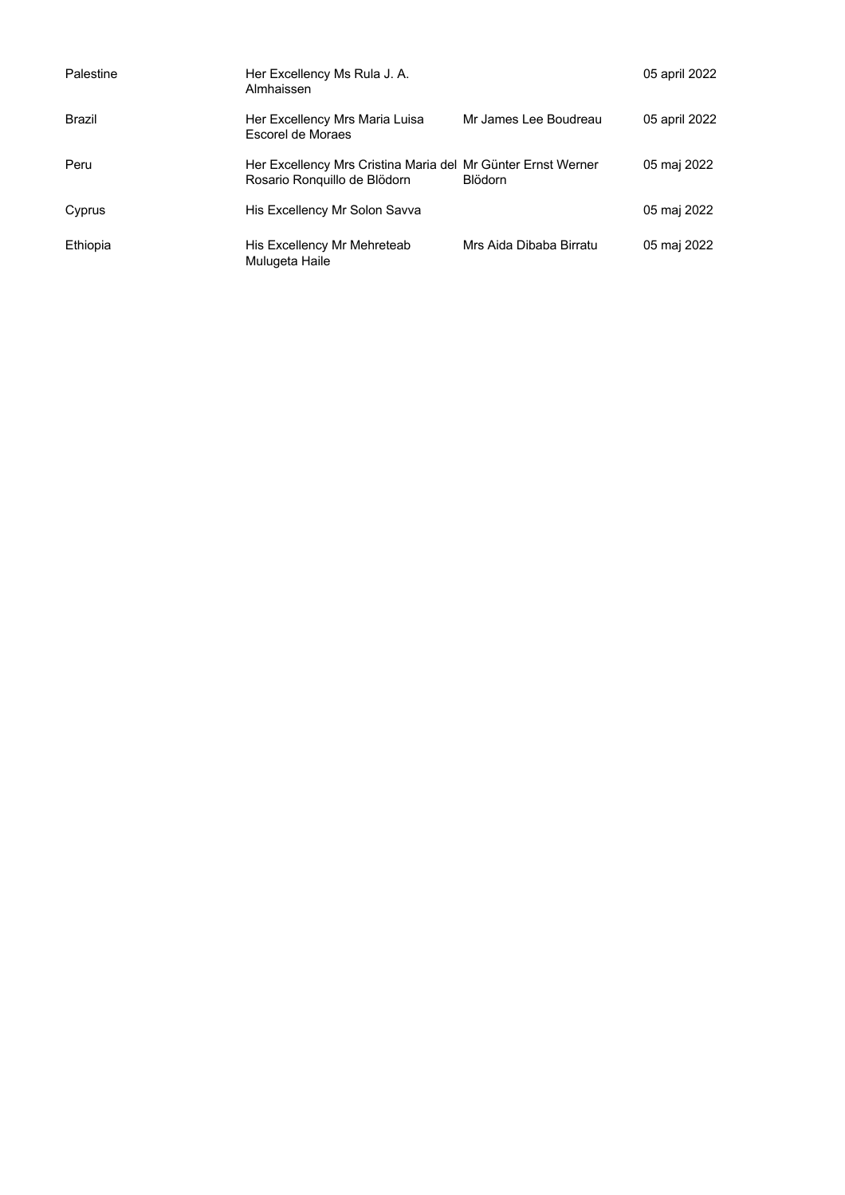| | | | |
|---|---|---|---|
| Palestine | Her Excellency Ms Rula J. A. Almhaissen | | 05 april 2022 |
| Brazil | Her Excellency Mrs Maria Luisa Escorel de Moraes | Mr James Lee Boudreau | 05 april 2022 |
| Peru | Her Excellency Mrs Cristina Maria del Rosario Ronquillo de Blödorn | Mr Günter Ernst Werner Blödorn | 05 maj 2022 |
| Cyprus | His Excellency Mr Solon Savva | | 05 maj 2022 |
| Ethiopia | His Excellency Mr Mehreteab Mulugeta Haile | Mrs Aida Dibaba Birratu | 05 maj 2022 |